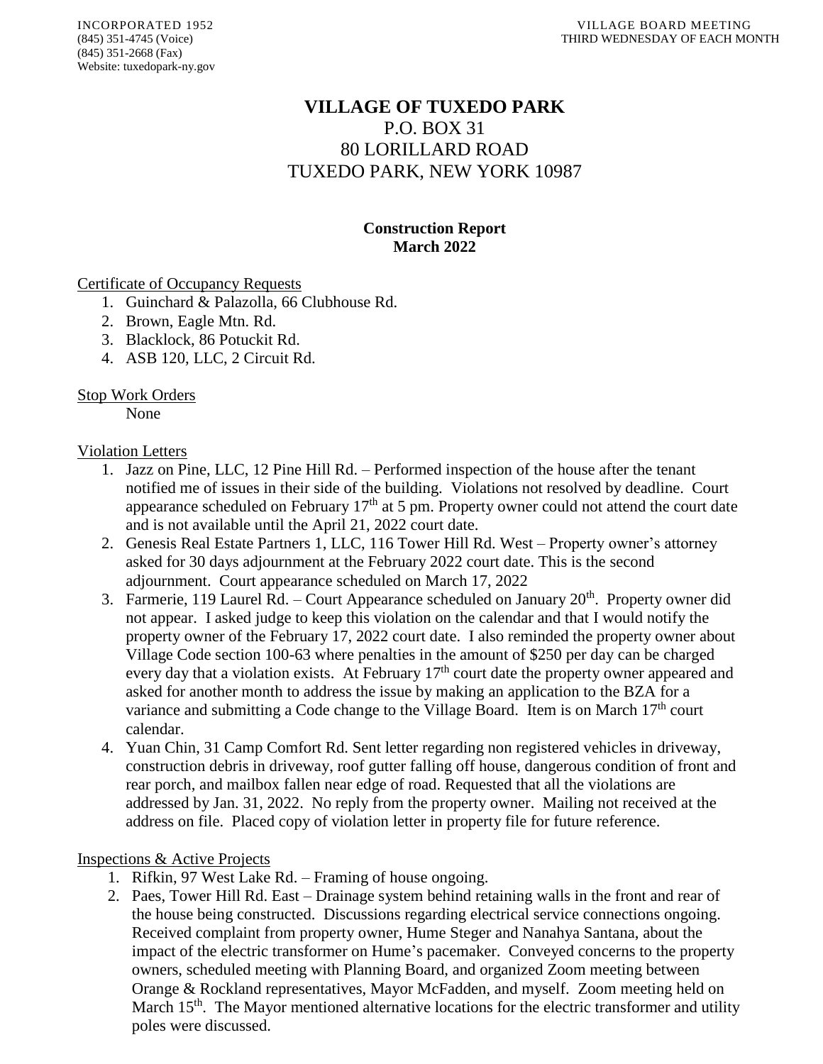INCORPORATED 1952
(845) 351-4745 (Voice)
(845) 351-2668 (Fax)
Website: tuxedopark-ny.gov

VILLAGE BOARD MEETING
THIRD WEDNESDAY OF EACH MONTH

# VILLAGE OF TUXEDO PARK

P.O. BOX 31
80 LORILLARD ROAD
TUXEDO PARK, NEW YORK 10987

## Construction Report
## March 2022

Certificate of Occupancy Requests

1. Guinchard & Palazolla, 66 Clubhouse Rd.
2. Brown, Eagle Mtn. Rd.
3. Blacklock, 86 Potuckit Rd.
4. ASB 120, LLC, 2 Circuit Rd.

Stop Work Orders

None

Violation Letters

1. Jazz on Pine, LLC, 12 Pine Hill Rd. – Performed inspection of the house after the tenant notified me of issues in their side of the building. Violations not resolved by deadline. Court appearance scheduled on February 17th at 5 pm. Property owner could not attend the court date and is not available until the April 21, 2022 court date.
2. Genesis Real Estate Partners 1, LLC, 116 Tower Hill Rd. West – Property owner's attorney asked for 30 days adjournment at the February 2022 court date. This is the second adjournment. Court appearance scheduled on March 17, 2022
3. Farmerie, 119 Laurel Rd. – Court Appearance scheduled on January 20th. Property owner did not appear. I asked judge to keep this violation on the calendar and that I would notify the property owner of the February 17, 2022 court date. I also reminded the property owner about Village Code section 100-63 where penalties in the amount of $250 per day can be charged every day that a violation exists. At February 17th court date the property owner appeared and asked for another month to address the issue by making an application to the BZA for a variance and submitting a Code change to the Village Board. Item is on March 17th court calendar.
4. Yuan Chin, 31 Camp Comfort Rd. Sent letter regarding non registered vehicles in driveway, construction debris in driveway, roof gutter falling off house, dangerous condition of front and rear porch, and mailbox fallen near edge of road. Requested that all the violations are addressed by Jan. 31, 2022. No reply from the property owner. Mailing not received at the address on file. Placed copy of violation letter in property file for future reference.

Inspections & Active Projects

1. Rifkin, 97 West Lake Rd. – Framing of house ongoing.
2. Paes, Tower Hill Rd. East – Drainage system behind retaining walls in the front and rear of the house being constructed. Discussions regarding electrical service connections ongoing. Received complaint from property owner, Hume Steger and Nanahya Santana, about the impact of the electric transformer on Hume's pacemaker. Conveyed concerns to the property owners, scheduled meeting with Planning Board, and organized Zoom meeting between Orange & Rockland representatives, Mayor McFadden, and myself. Zoom meeting held on March 15th. The Mayor mentioned alternative locations for the electric transformer and utility poles were discussed.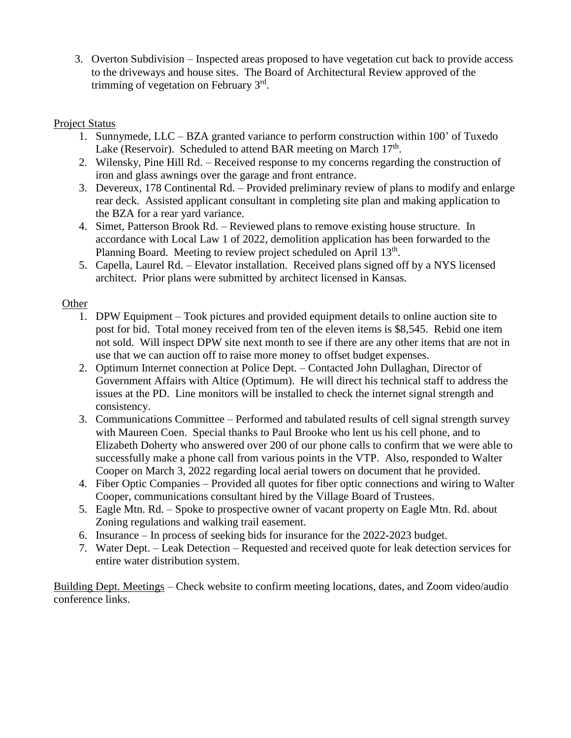3. Overton Subdivision – Inspected areas proposed to have vegetation cut back to provide access to the driveways and house sites. The Board of Architectural Review approved of the trimming of vegetation on February 3rd.

Project Status

1. Sunnymede, LLC – BZA granted variance to perform construction within 100' of Tuxedo Lake (Reservoir). Scheduled to attend BAR meeting on March 17th.
2. Wilensky, Pine Hill Rd. – Received response to my concerns regarding the construction of iron and glass awnings over the garage and front entrance.
3. Devereux, 178 Continental Rd. – Provided preliminary review of plans to modify and enlarge rear deck. Assisted applicant consultant in completing site plan and making application to the BZA for a rear yard variance.
4. Simet, Patterson Brook Rd. – Reviewed plans to remove existing house structure. In accordance with Local Law 1 of 2022, demolition application has been forwarded to the Planning Board. Meeting to review project scheduled on April 13th.
5. Capella, Laurel Rd. – Elevator installation. Received plans signed off by a NYS licensed architect. Prior plans were submitted by architect licensed in Kansas.

Other

1. DPW Equipment – Took pictures and provided equipment details to online auction site to post for bid. Total money received from ten of the eleven items is $8,545. Rebid one item not sold. Will inspect DPW site next month to see if there are any other items that are not in use that we can auction off to raise more money to offset budget expenses.
2. Optimum Internet connection at Police Dept. – Contacted John Dullaghan, Director of Government Affairs with Altice (Optimum). He will direct his technical staff to address the issues at the PD. Line monitors will be installed to check the internet signal strength and consistency.
3. Communications Committee – Performed and tabulated results of cell signal strength survey with Maureen Coen. Special thanks to Paul Brooke who lent us his cell phone, and to Elizabeth Doherty who answered over 200 of our phone calls to confirm that we were able to successfully make a phone call from various points in the VTP. Also, responded to Walter Cooper on March 3, 2022 regarding local aerial towers on document that he provided.
4. Fiber Optic Companies – Provided all quotes for fiber optic connections and wiring to Walter Cooper, communications consultant hired by the Village Board of Trustees.
5. Eagle Mtn. Rd. – Spoke to prospective owner of vacant property on Eagle Mtn. Rd. about Zoning regulations and walking trail easement.
6. Insurance – In process of seeking bids for insurance for the 2022-2023 budget.
7. Water Dept. – Leak Detection – Requested and received quote for leak detection services for entire water distribution system.

Building Dept. Meetings – Check website to confirm meeting locations, dates, and Zoom video/audio conference links.